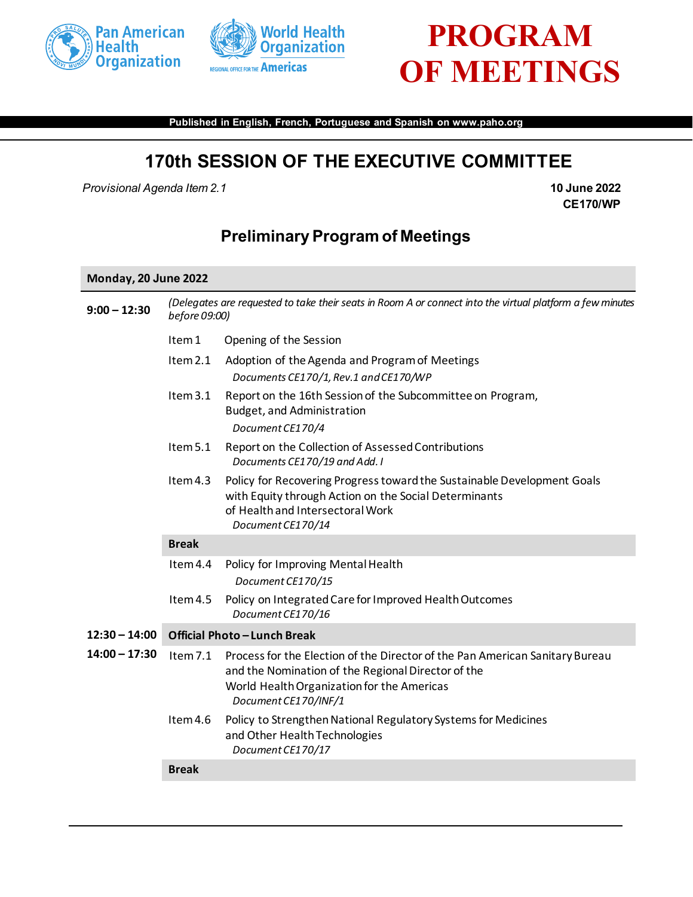Pan American Health Organization

World Health Organization
REGIONAL OFFICE FOR THE Americas

# PROGRAM OF MEETINGS

**Published in English, French, Portuguese and Spanish on www.paho.org**

## 170th SESSION OF THE EXECUTIVE COMMITTEE

*Provisional Agenda Item 2.1*

**10 June 2022**
**CE170/WP**

### Preliminary Program of Meetings

**Monday, 20 June 2022**

**9:00 – 12:30**

*(Delegates are requested to take their seats in Room A or connect into the virtual platform a few minutes before 09:00)*

| Item | Title |
|---|---|
| Item 1 | Opening of the Session |
| Item 2.1 | Adoption of the Agenda and Program of Meetings<br>*Documents CE170/1, Rev.1 and CE170/WP* |
| Item 3.1 | Report on the 16th Session of the Subcommittee on Program, Budget, and Administration<br>*Document CE170/4* |
| Item 5.1 | Report on the Collection of Assessed Contributions<br>*Documents CE170/19 and Add. I* |
| Item 4.3 | Policy for Recovering Progress toward the Sustainable Development Goals with Equity through Action on the Social Determinants of Health and Intersectoral Work<br>*Document CE170/14* |

**Break**

| Item | Title |
|---|---|
| Item 4.4 | Policy for Improving Mental Health<br>*Document CE170/15* |
| Item 4.5 | Policy on Integrated Care for Improved Health Outcomes<br>*Document CE170/16* |

**12:30 – 14:00** **Official Photo – Lunch Break**

**14:00 – 17:30**

| Item | Title |
|---|---|
| Item 7.1 | Process for the Election of the Director of the Pan American Sanitary Bureau and the Nomination of the Regional Director of the World Health Organization for the Americas<br>*Document CE170/INF/1* |
| Item 4.6 | Policy to Strengthen National Regulatory Systems for Medicines and Other Health Technologies<br>*Document CE170/17* |

**Break**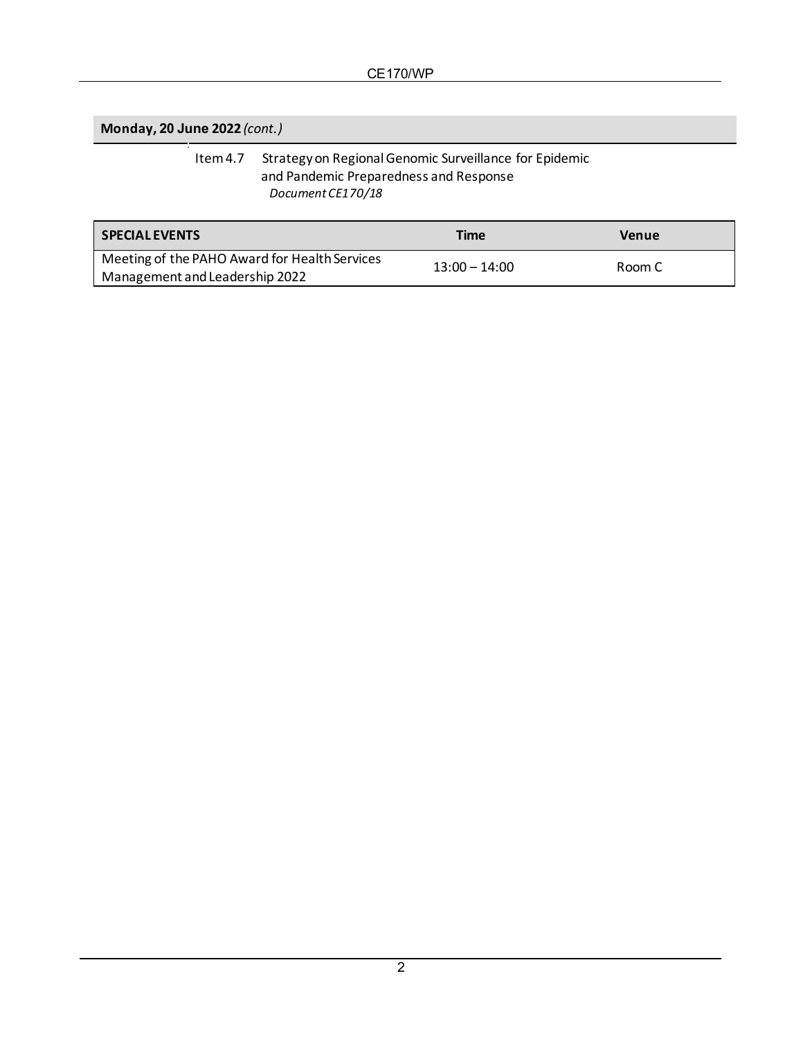**Monday, 20 June 2022** *(cont.)*

Item 4.7 Strategy on Regional Genomic Surveillance for Epidemic and Pandemic Preparedness and Response
*Document CE170/18*

| SPECIAL EVENTS | Time | Venue |
|---|---|---|
| Meeting of the PAHO Award for Health Services Management and Leadership 2022 | 13:00 – 14:00 | Room C |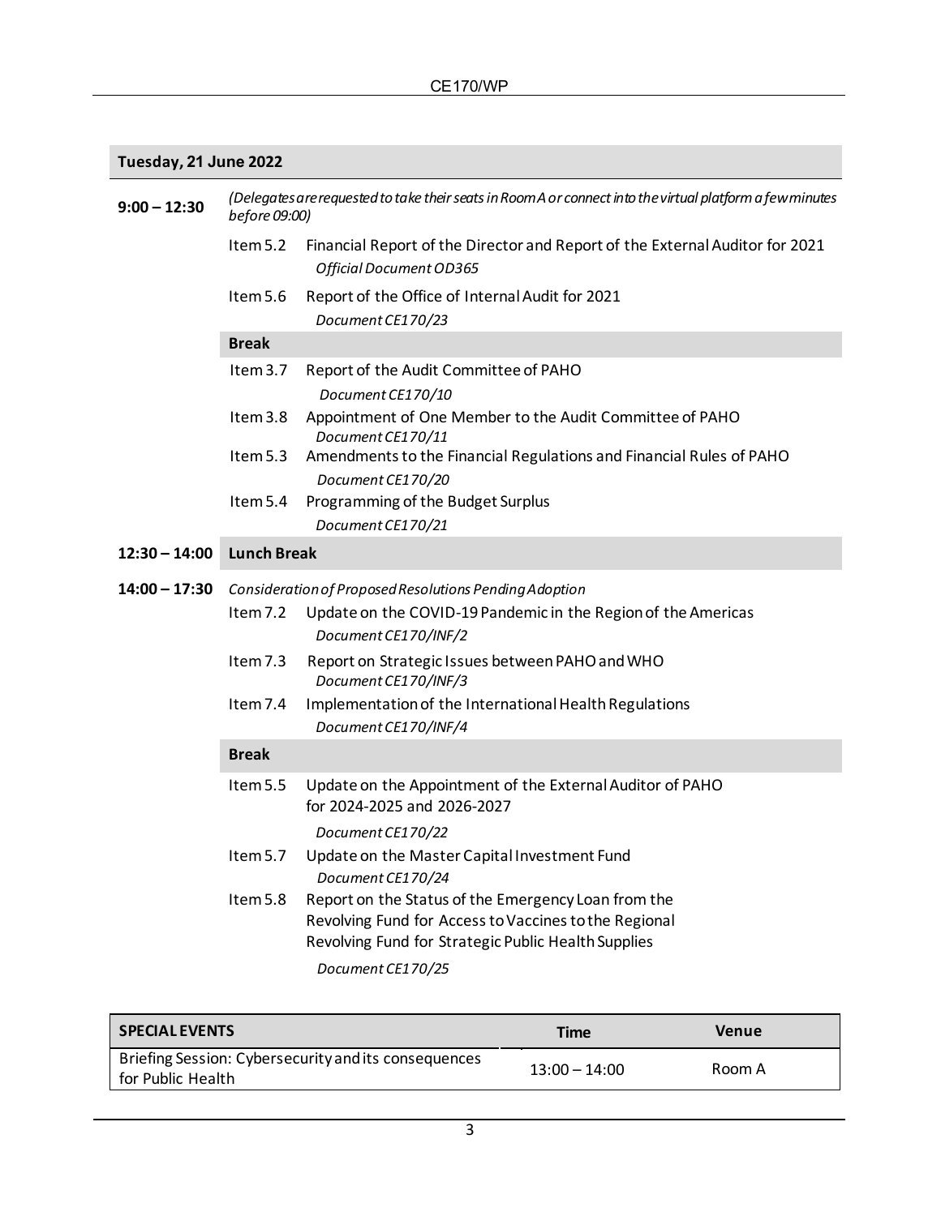## Tuesday, 21 June 2022

**9:00 – 12:30**

*(Delegates are requested to take their seats in Room A or connect into the virtual platform a few minutes before 09:00)*

Item 5.2 Financial Report of the Director and Report of the External Auditor for 2021
*Official Document OD365*

Item 5.6 Report of the Office of Internal Audit for 2021
*Document CE170/23*

**Break**

Item 3.7 Report of the Audit Committee of PAHO
*Document CE170/10*

Item 3.8 Appointment of One Member to the Audit Committee of PAHO
*Document CE170/11*

Item 5.3 Amendments to the Financial Regulations and Financial Rules of PAHO
*Document CE170/20*

Item 5.4 Programming of the Budget Surplus
*Document CE170/21*

**12:30 – 14:00 Lunch Break**

**14:00 – 17:30**

*Consideration of Proposed Resolutions Pending Adoption*

Item 7.2 Update on the COVID-19 Pandemic in the Region of the Americas
*Document CE170/INF/2*

Item 7.3 Report on Strategic Issues between PAHO and WHO
*Document CE170/INF/3*

Item 7.4 Implementation of the International Health Regulations
*Document CE170/INF/4*

**Break**

Item 5.5 Update on the Appointment of the External Auditor of PAHO for 2024-2025 and 2026-2027
*Document CE170/22*

Item 5.7 Update on the Master Capital Investment Fund
*Document CE170/24*

Item 5.8 Report on the Status of the Emergency Loan from the Revolving Fund for Access to Vaccines to the Regional Revolving Fund for Strategic Public Health Supplies
*Document CE170/25*

| SPECIAL EVENTS | Time | Venue |
|---|---|---|
| Briefing Session: Cybersecurity and its consequences for Public Health | 13:00 – 14:00 | Room A |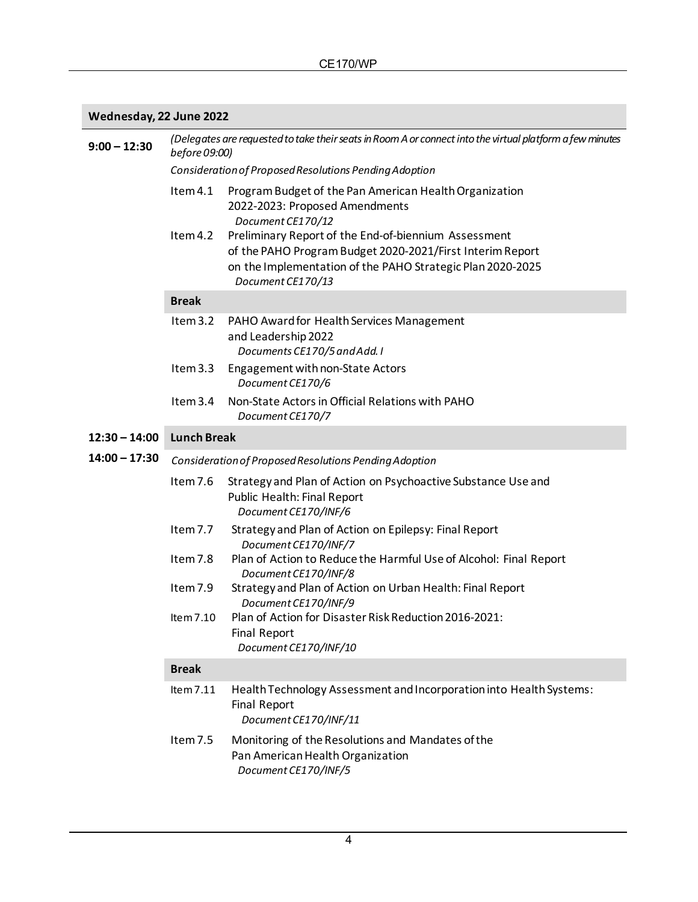**Wednesday, 22 June 2022**

**9:00 – 12:30**

*(Delegates are requested to take their seats in Room A or connect into the virtual platform a few minutes before 09:00)*

*Consideration of Proposed Resolutions Pending Adoption*

Item 4.1 Program Budget of the Pan American Health Organization 2022-2023: Proposed Amendments
*Document CE170/12*

Item 4.2 Preliminary Report of the End-of-biennium Assessment of the PAHO Program Budget 2020-2021/First Interim Report on the Implementation of the PAHO Strategic Plan 2020-2025
*Document CE170/13*

**Break**

Item 3.2 PAHO Award for Health Services Management and Leadership 2022
*Documents CE170/5 and Add. I*

Item 3.3 Engagement with non-State Actors
*Document CE170/6*

Item 3.4 Non-State Actors in Official Relations with PAHO
*Document CE170/7*

**12:30 – 14:00 Lunch Break**

**14:00 – 17:30**

*Consideration of Proposed Resolutions Pending Adoption*

Item 7.6 Strategy and Plan of Action on Psychoactive Substance Use and Public Health: Final Report
*Document CE170/INF/6*

Item 7.7 Strategy and Plan of Action on Epilepsy: Final Report
*Document CE170/INF/7*

Item 7.8 Plan of Action to Reduce the Harmful Use of Alcohol: Final Report
*Document CE170/INF/8*

Item 7.9 Strategy and Plan of Action on Urban Health: Final Report
*Document CE170/INF/9*

Item 7.10 Plan of Action for Disaster Risk Reduction 2016-2021: Final Report
*Document CE170/INF/10*

**Break**

Item 7.11 Health Technology Assessment and Incorporation into Health Systems: Final Report
*Document CE170/INF/11*

Item 7.5 Monitoring of the Resolutions and Mandates of the Pan American Health Organization
*Document CE170/INF/5*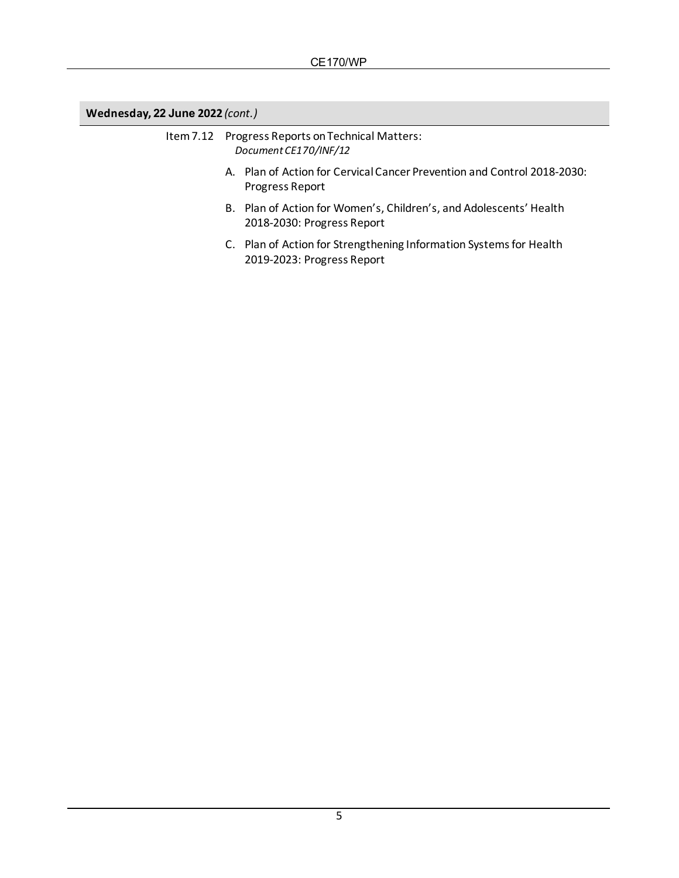**Wednesday, 22 June 2022** *(cont.)*

Item 7.12 Progress Reports on Technical Matters:
*Document CE170/INF/12*

A. Plan of Action for Cervical Cancer Prevention and Control 2018-2030: Progress Report

B. Plan of Action for Women's, Children's, and Adolescents' Health 2018-2030: Progress Report

C. Plan of Action for Strengthening Information Systems for Health 2019-2023: Progress Report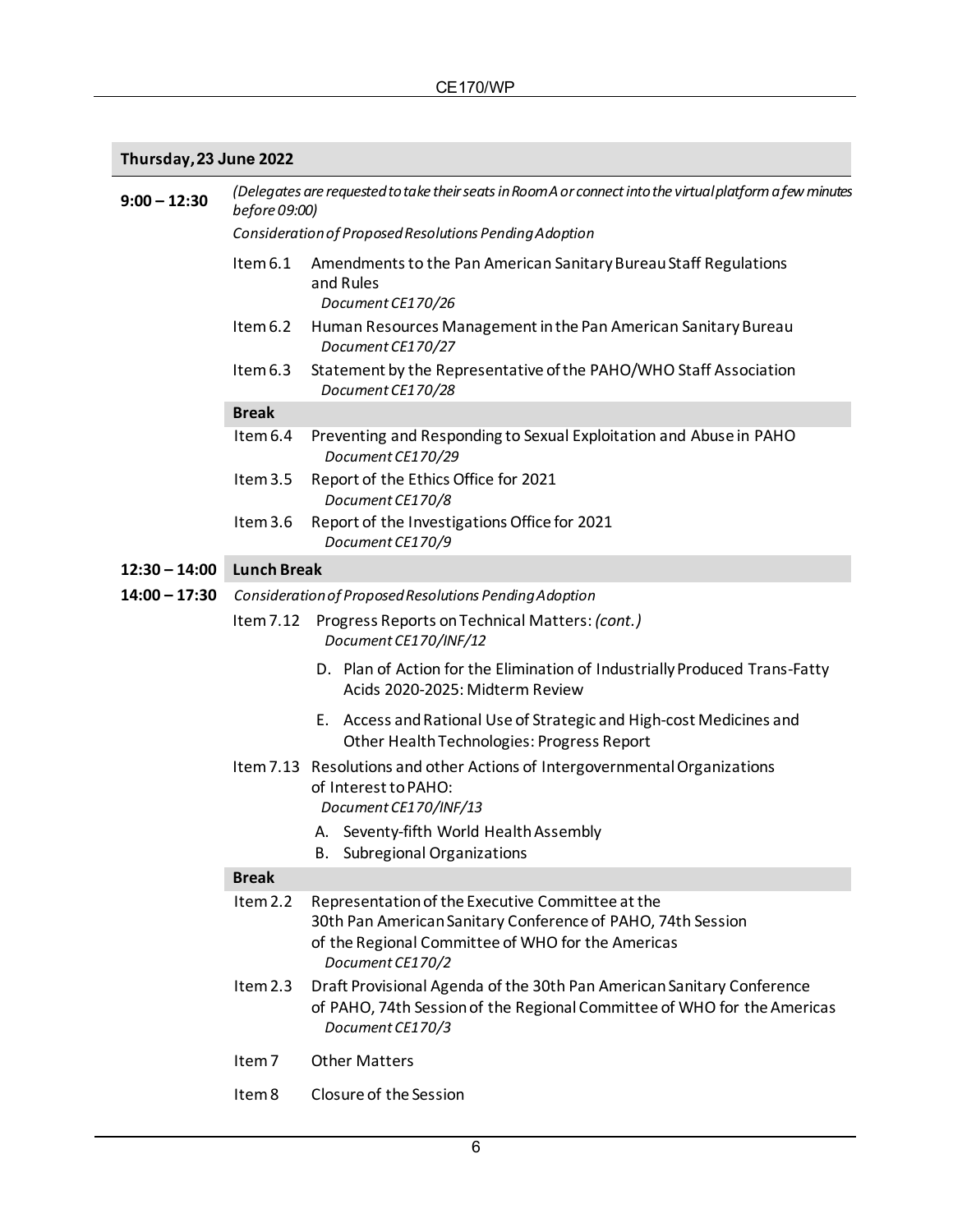## Thursday, 23 June 2022

**9:00 – 12:30**

*(Delegates are requested to take their seats in Room A or connect into the virtual platform a few minutes before 09:00)*

*Consideration of Proposed Resolutions Pending Adoption*

- Item 6.1 Amendments to the Pan American Sanitary Bureau Staff Regulations and Rules
  *Document CE170/26*
- Item 6.2 Human Resources Management in the Pan American Sanitary Bureau
  *Document CE170/27*
- Item 6.3 Statement by the Representative of the PAHO/WHO Staff Association
  *Document CE170/28*

**Break**

- Item 6.4 Preventing and Responding to Sexual Exploitation and Abuse in PAHO
  *Document CE170/29*
- Item 3.5 Report of the Ethics Office for 2021
  *Document CE170/8*
- Item 3.6 Report of the Investigations Office for 2021
  *Document CE170/9*

**12:30 – 14:00 Lunch Break**

**14:00 – 17:30**

*Consideration of Proposed Resolutions Pending Adoption*

- Item 7.12 Progress Reports on Technical Matters: *(cont.)*
  *Document CE170/INF/12*
  - D. Plan of Action for the Elimination of Industrially Produced Trans-Fatty Acids 2020-2025: Midterm Review
  - E. Access and Rational Use of Strategic and High-cost Medicines and Other Health Technologies: Progress Report
- Item 7.13 Resolutions and other Actions of Intergovernmental Organizations of Interest to PAHO:
  *Document CE170/INF/13*
  - A. Seventy-fifth World Health Assembly
  - B. Subregional Organizations

**Break**

- Item 2.2 Representation of the Executive Committee at the 30th Pan American Sanitary Conference of PAHO, 74th Session of the Regional Committee of WHO for the Americas
  *Document CE170/2*
- Item 2.3 Draft Provisional Agenda of the 30th Pan American Sanitary Conference of PAHO, 74th Session of the Regional Committee of WHO for the Americas
  *Document CE170/3*
- Item 7 Other Matters
- Item 8 Closure of the Session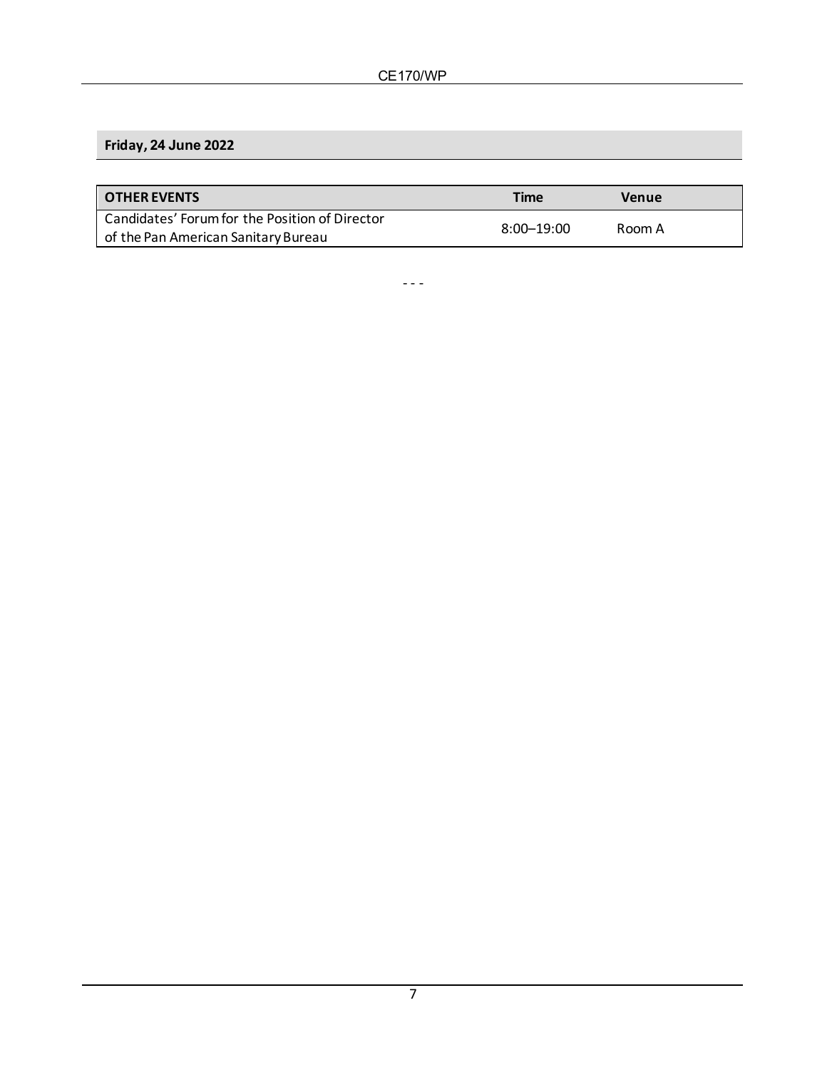**Friday, 24 June 2022**

| OTHER EVENTS | Time | Venue |
| --- | --- | --- |
| Candidates' Forum for the Position of Director of the Pan American Sanitary Bureau | 8:00–19:00 | Room A |

- - -